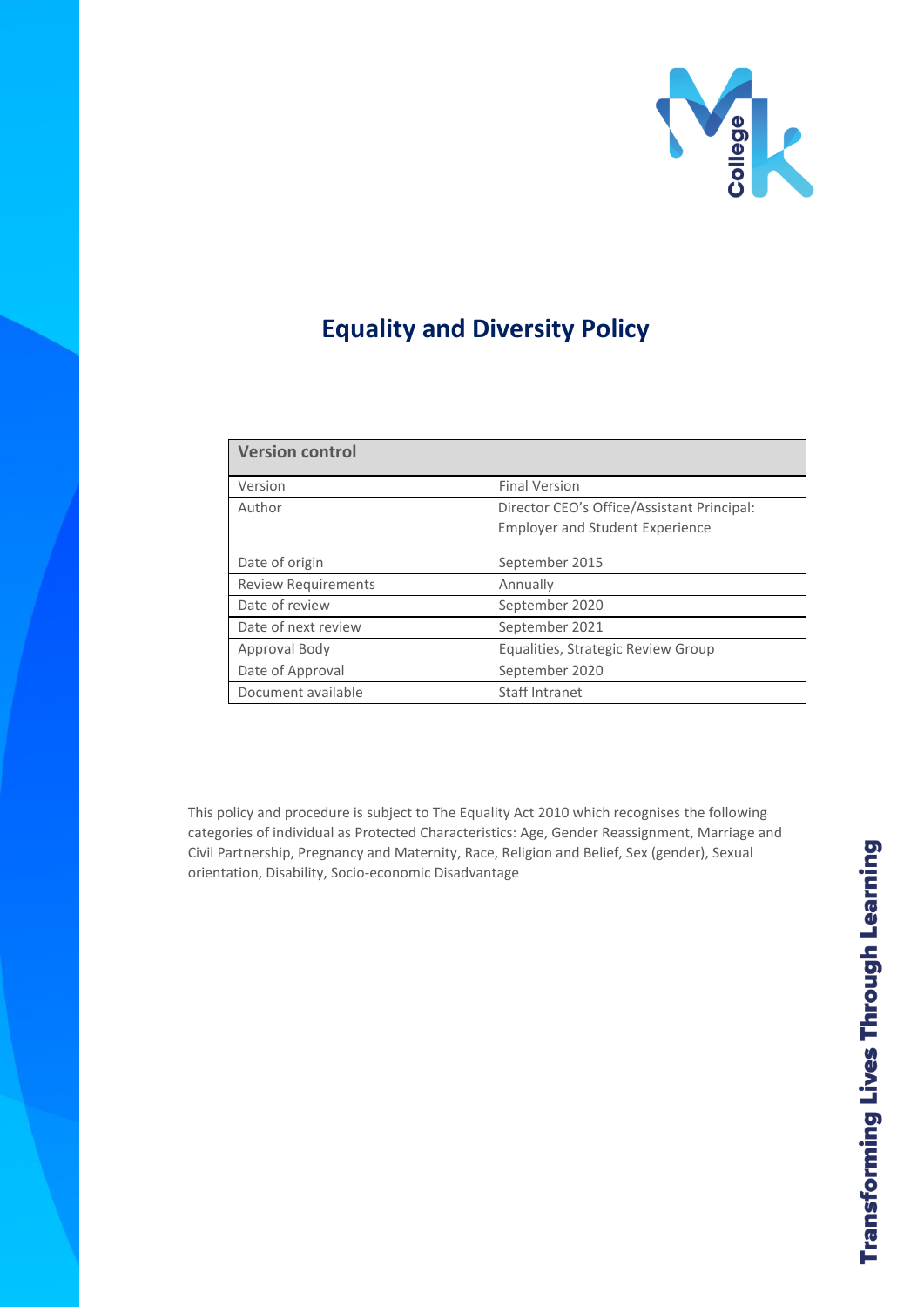# Equality and Diversity Policy

| Version control | |
|---|---|
| Version | Final Version |
| Author | Director CEO's Office/Assistant Principal: Employer and Student Experience |
| Date of origin | September 2015 |
| Review Requirements | Annually |
| Date of review | September 2020 |
| Date of next review | September 2021 |
| Approval Body | Equalities, Strategic Review Group |
| Date of Approval | September 2020 |
| Document available | Staff Intranet |

This policy and procedure is subject to The Equality Act 2010 which recognises the following categories of individual as Protected Characteristics: Age, Gender Reassignment, Marriage and Civil Partnership, Pregnancy and Maternity, Race, Religion and Belief, Sex (gender), Sexual orientation, Disability, Socio-economic Disadvantage

Transforming Lives Through Learning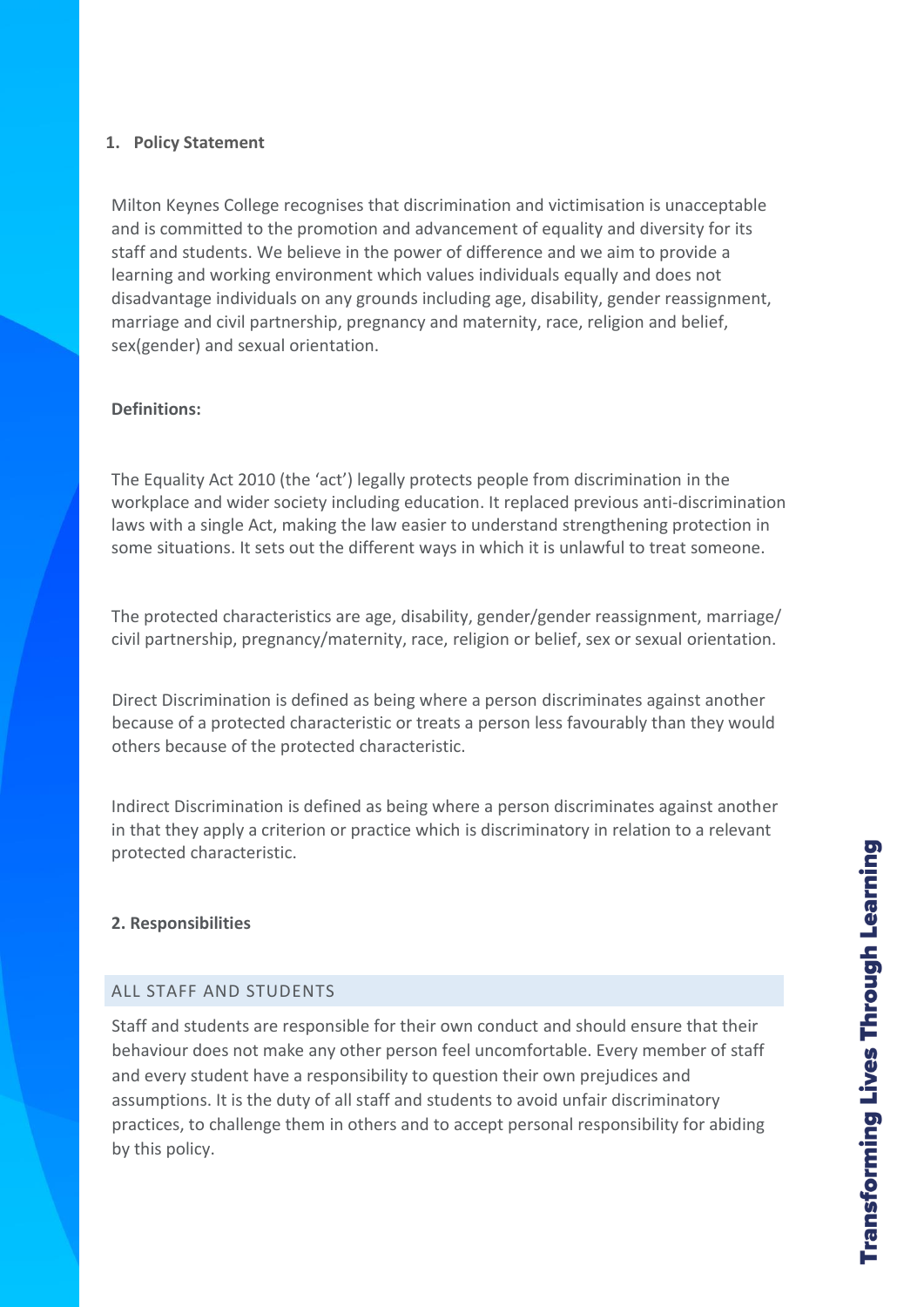## 1. Policy Statement

Milton Keynes College recognises that discrimination and victimisation is unacceptable and is committed to the promotion and advancement of equality and diversity for its staff and students. We believe in the power of difference and we aim to provide a learning and working environment which values individuals equally and does not disadvantage individuals on any grounds including age, disability, gender reassignment, marriage and civil partnership, pregnancy and maternity, race, religion and belief, sex(gender) and sexual orientation.

**Definitions:**

The Equality Act 2010 (the 'act') legally protects people from discrimination in the workplace and wider society including education. It replaced previous anti-discrimination laws with a single Act, making the law easier to understand strengthening protection in some situations. It sets out the different ways in which it is unlawful to treat someone.

The protected characteristics are age, disability, gender/gender reassignment, marriage/ civil partnership, pregnancy/maternity, race, religion or belief, sex or sexual orientation.

Direct Discrimination is defined as being where a person discriminates against another because of a protected characteristic or treats a person less favourably than they would others because of the protected characteristic.

Indirect Discrimination is defined as being where a person discriminates against another in that they apply a criterion or practice which is discriminatory in relation to a relevant protected characteristic.

## 2. Responsibilities

### ALL STAFF AND STUDENTS

Staff and students are responsible for their own conduct and should ensure that their behaviour does not make any other person feel uncomfortable. Every member of staff and every student have a responsibility to question their own prejudices and assumptions. It is the duty of all staff and students to avoid unfair discriminatory practices, to challenge them in others and to accept personal responsibility for abiding by this policy.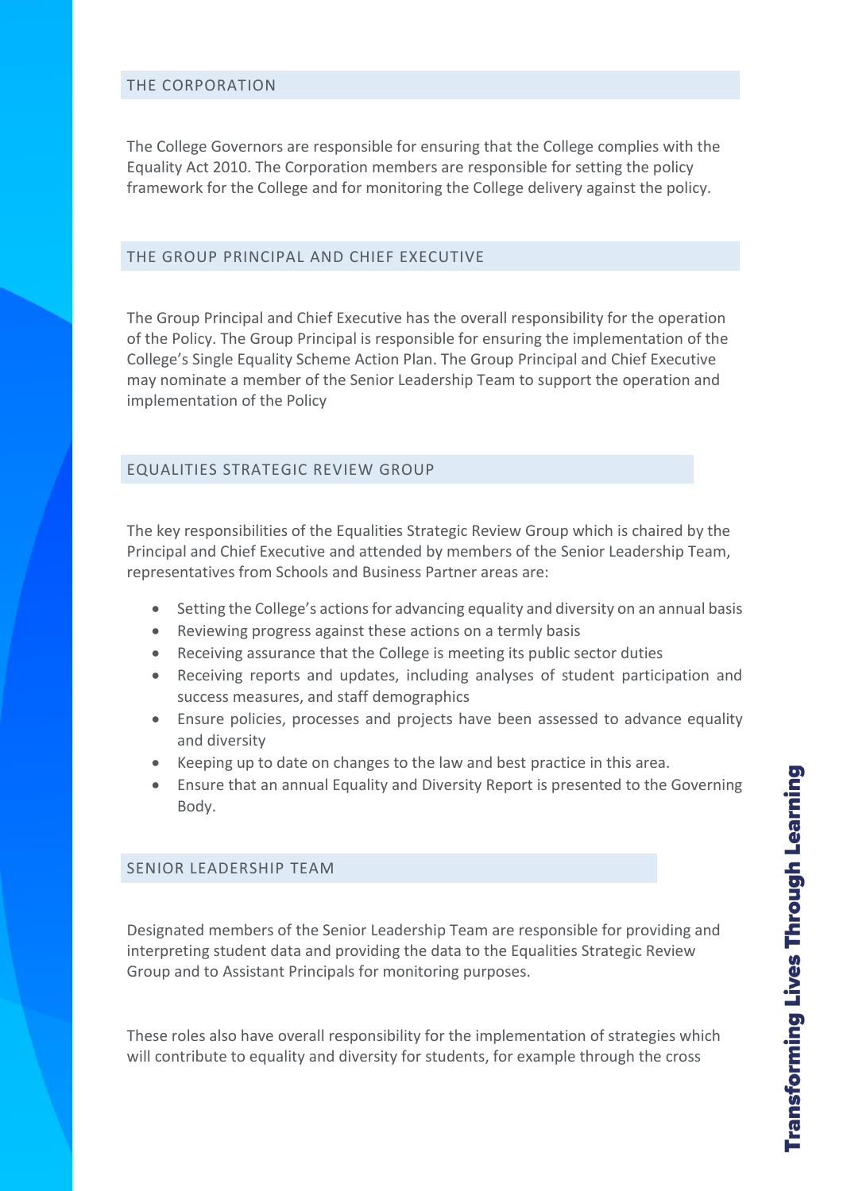## THE CORPORATION

The College Governors are responsible for ensuring that the College complies with the Equality Act 2010. The Corporation members are responsible for setting the policy framework for the College and for monitoring the College delivery against the policy.

## THE GROUP PRINCIPAL AND CHIEF EXECUTIVE

The Group Principal and Chief Executive has the overall responsibility for the operation of the Policy. The Group Principal is responsible for ensuring the implementation of the College's Single Equality Scheme Action Plan. The Group Principal and Chief Executive may nominate a member of the Senior Leadership Team to support the operation and implementation of the Policy

## EQUALITIES STRATEGIC REVIEW GROUP

The key responsibilities of the Equalities Strategic Review Group which is chaired by the Principal and Chief Executive and attended by members of the Senior Leadership Team, representatives from Schools and Business Partner areas are:

- Setting the College's actions for advancing equality and diversity on an annual basis
- Reviewing progress against these actions on a termly basis
- Receiving assurance that the College is meeting its public sector duties
- Receiving reports and updates, including analyses of student participation and success measures, and staff demographics
- Ensure policies, processes and projects have been assessed to advance equality and diversity
- Keeping up to date on changes to the law and best practice in this area.
- Ensure that an annual Equality and Diversity Report is presented to the Governing Body.

## SENIOR LEADERSHIP TEAM

Designated members of the Senior Leadership Team are responsible for providing and interpreting student data and providing the data to the Equalities Strategic Review Group and to Assistant Principals for monitoring purposes.

These roles also have overall responsibility for the implementation of strategies which will contribute to equality and diversity for students, for example through the cross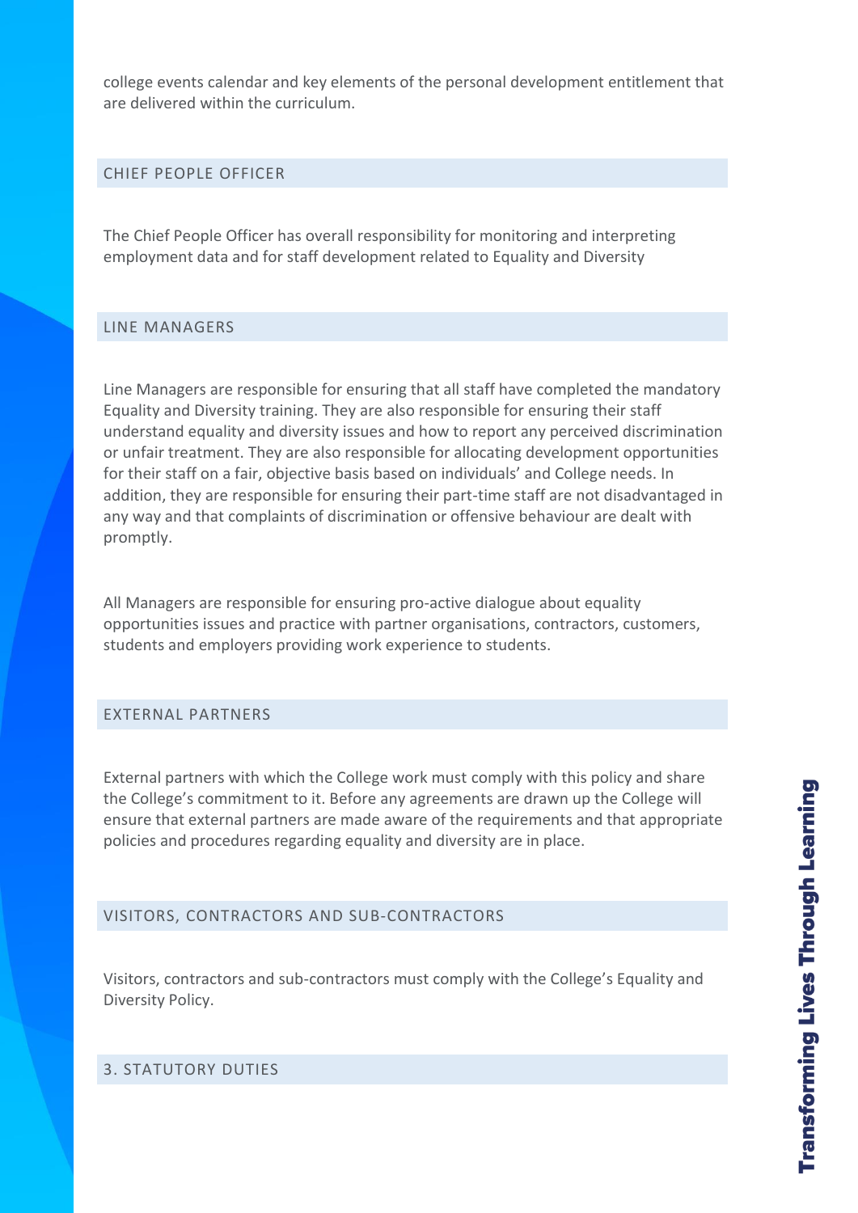college events calendar and key elements of the personal development entitlement that are delivered within the curriculum.

## CHIEF PEOPLE OFFICER

The Chief People Officer has overall responsibility for monitoring and interpreting employment data and for staff development related to Equality and Diversity

## LINE MANAGERS

Line Managers are responsible for ensuring that all staff have completed the mandatory Equality and Diversity training. They are also responsible for ensuring their staff understand equality and diversity issues and how to report any perceived discrimination or unfair treatment. They are also responsible for allocating development opportunities for their staff on a fair, objective basis based on individuals' and College needs. In addition, they are responsible for ensuring their part-time staff are not disadvantaged in any way and that complaints of discrimination or offensive behaviour are dealt with promptly.

All Managers are responsible for ensuring pro-active dialogue about equality opportunities issues and practice with partner organisations, contractors, customers, students and employers providing work experience to students.

## EXTERNAL PARTNERS

External partners with which the College work must comply with this policy and share the College's commitment to it. Before any agreements are drawn up the College will ensure that external partners are made aware of the requirements and that appropriate policies and procedures regarding equality and diversity are in place.

## VISITORS, CONTRACTORS AND SUB-CONTRACTORS

Visitors, contractors and sub-contractors must comply with the College's Equality and Diversity Policy.

## 3. STATUTORY DUTIES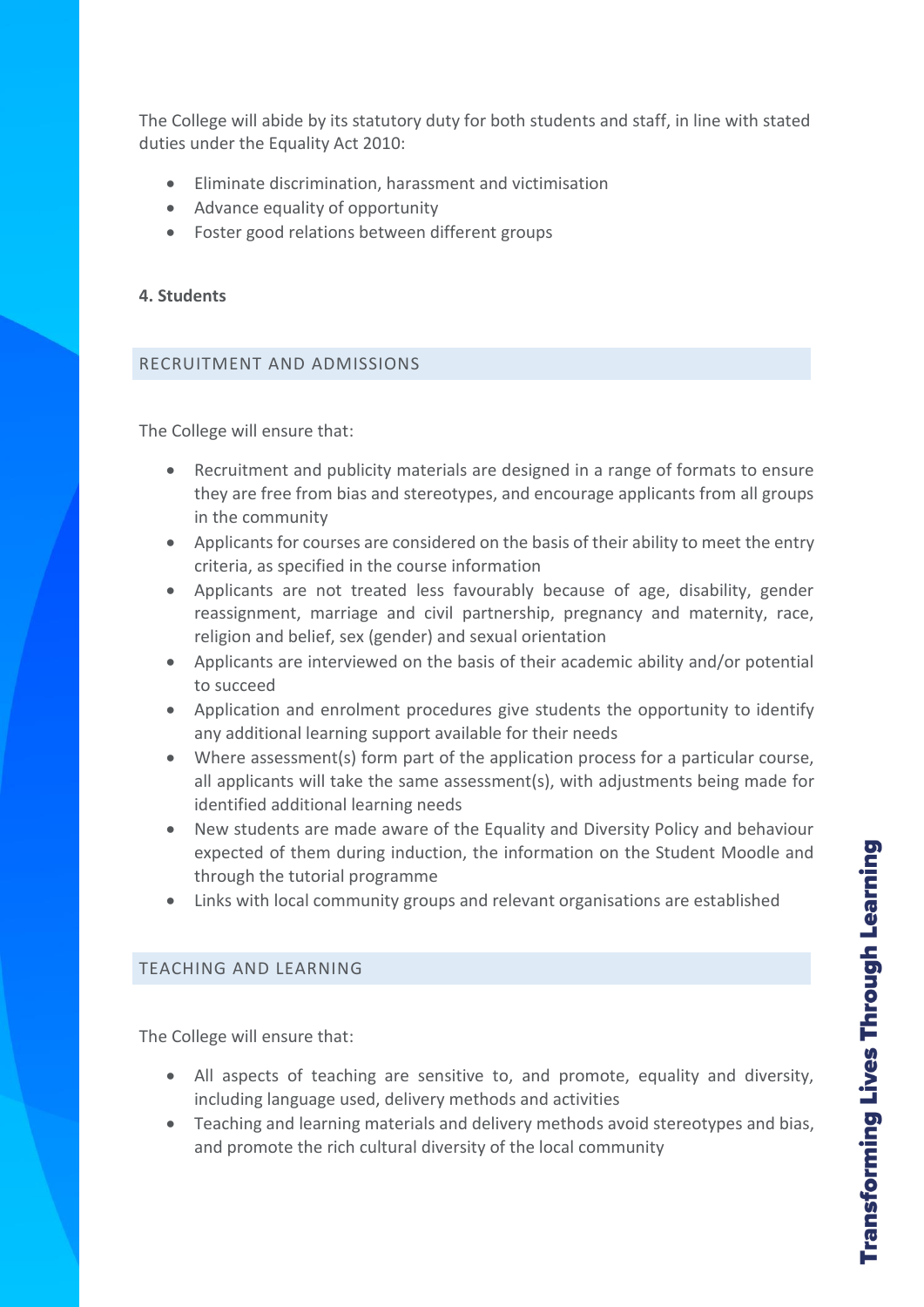The College will abide by its statutory duty for both students and staff, in line with stated duties under the Equality Act 2010:

- Eliminate discrimination, harassment and victimisation
- Advance equality of opportunity
- Foster good relations between different groups

**4. Students**

### RECRUITMENT AND ADMISSIONS

The College will ensure that:

- Recruitment and publicity materials are designed in a range of formats to ensure they are free from bias and stereotypes, and encourage applicants from all groups in the community
- Applicants for courses are considered on the basis of their ability to meet the entry criteria, as specified in the course information
- Applicants are not treated less favourably because of age, disability, gender reassignment, marriage and civil partnership, pregnancy and maternity, race, religion and belief, sex (gender) and sexual orientation
- Applicants are interviewed on the basis of their academic ability and/or potential to succeed
- Application and enrolment procedures give students the opportunity to identify any additional learning support available for their needs
- Where assessment(s) form part of the application process for a particular course, all applicants will take the same assessment(s), with adjustments being made for identified additional learning needs
- New students are made aware of the Equality and Diversity Policy and behaviour expected of them during induction, the information on the Student Moodle and through the tutorial programme
- Links with local community groups and relevant organisations are established

### TEACHING AND LEARNING

The College will ensure that:

- All aspects of teaching are sensitive to, and promote, equality and diversity, including language used, delivery methods and activities
- Teaching and learning materials and delivery methods avoid stereotypes and bias, and promote the rich cultural diversity of the local community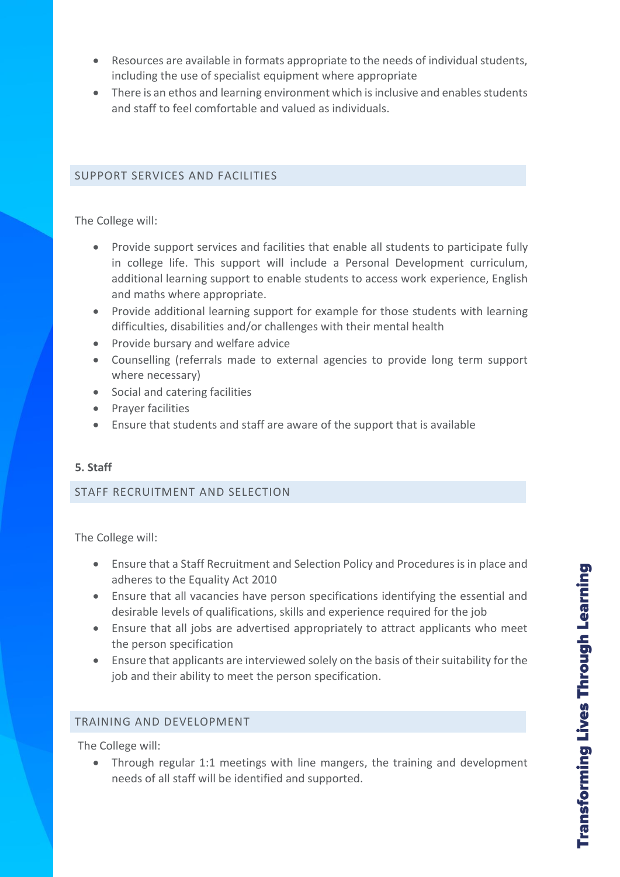- Resources are available in formats appropriate to the needs of individual students, including the use of specialist equipment where appropriate
- There is an ethos and learning environment which is inclusive and enables students and staff to feel comfortable and valued as individuals.

### SUPPORT SERVICES AND FACILITIES

The College will:

- Provide support services and facilities that enable all students to participate fully in college life. This support will include a Personal Development curriculum, additional learning support to enable students to access work experience, English and maths where appropriate.
- Provide additional learning support for example for those students with learning difficulties, disabilities and/or challenges with their mental health
- Provide bursary and welfare advice
- Counselling (referrals made to external agencies to provide long term support where necessary)
- Social and catering facilities
- Prayer facilities
- Ensure that students and staff are aware of the support that is available

## 5. Staff

### STAFF RECRUITMENT AND SELECTION

The College will:

- Ensure that a Staff Recruitment and Selection Policy and Procedures is in place and adheres to the Equality Act 2010
- Ensure that all vacancies have person specifications identifying the essential and desirable levels of qualifications, skills and experience required for the job
- Ensure that all jobs are advertised appropriately to attract applicants who meet the person specification
- Ensure that applicants are interviewed solely on the basis of their suitability for the job and their ability to meet the person specification.

### TRAINING AND DEVELOPMENT

The College will:

- Through regular 1:1 meetings with line mangers, the training and development needs of all staff will be identified and supported.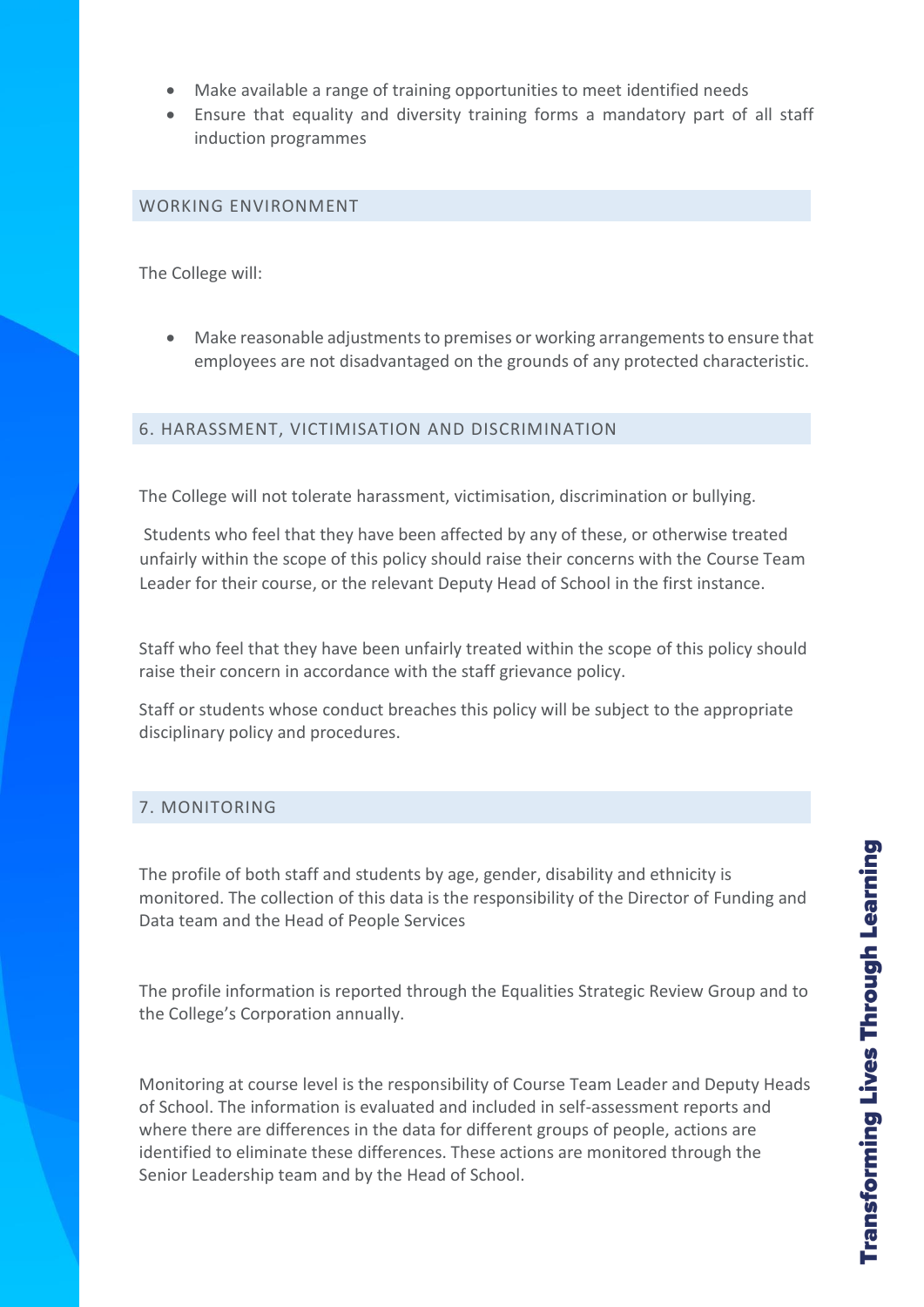- Make available a range of training opportunities to meet identified needs
- Ensure that equality and diversity training forms a mandatory part of all staff induction programmes

## WORKING ENVIRONMENT

The College will:

- Make reasonable adjustments to premises or working arrangements to ensure that employees are not disadvantaged on the grounds of any protected characteristic.

## 6. HARASSMENT, VICTIMISATION AND DISCRIMINATION

The College will not tolerate harassment, victimisation, discrimination or bullying.

Students who feel that they have been affected by any of these, or otherwise treated unfairly within the scope of this policy should raise their concerns with the Course Team Leader for their course, or the relevant Deputy Head of School in the first instance.

Staff who feel that they have been unfairly treated within the scope of this policy should raise their concern in accordance with the staff grievance policy.

Staff or students whose conduct breaches this policy will be subject to the appropriate disciplinary policy and procedures.

## 7. MONITORING

The profile of both staff and students by age, gender, disability and ethnicity is monitored. The collection of this data is the responsibility of the Director of Funding and Data team and the Head of People Services

The profile information is reported through the Equalities Strategic Review Group and to the College's Corporation annually.

Monitoring at course level is the responsibility of Course Team Leader and Deputy Heads of School. The information is evaluated and included in self-assessment reports and where there are differences in the data for different groups of people, actions are identified to eliminate these differences. These actions are monitored through the Senior Leadership team and by the Head of School.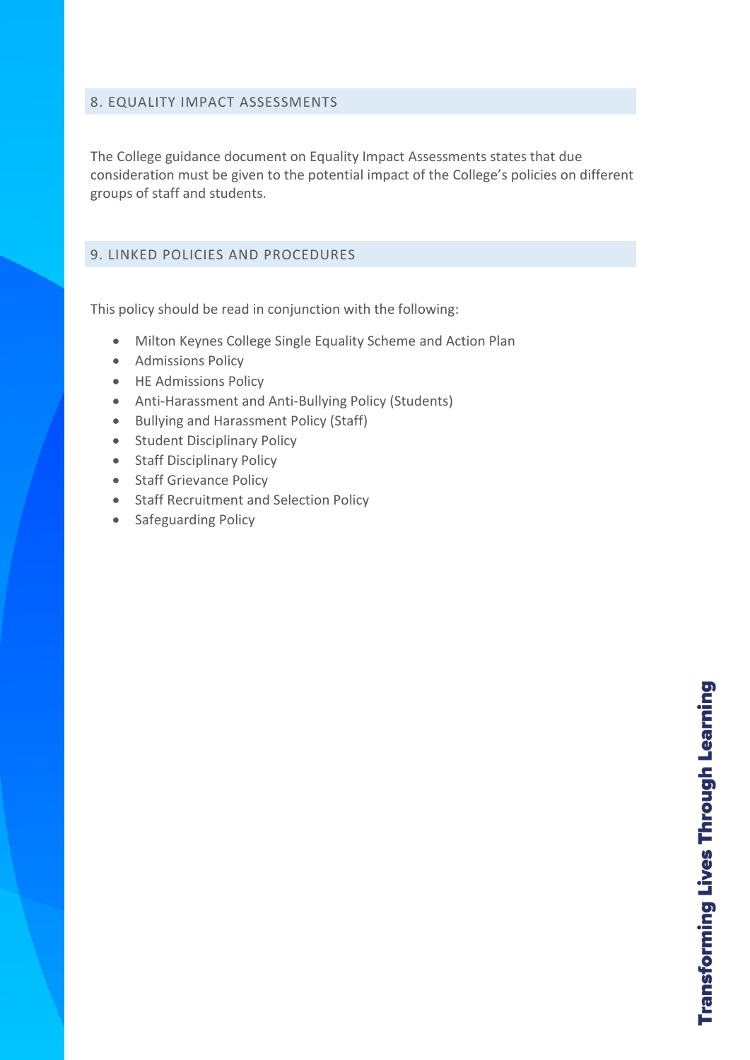## 8. EQUALITY IMPACT ASSESSMENTS

The College guidance document on Equality Impact Assessments states that due consideration must be given to the potential impact of the College's policies on different groups of staff and students.

## 9. LINKED POLICIES AND PROCEDURES

This policy should be read in conjunction with the following:

- Milton Keynes College Single Equality Scheme and Action Plan
- Admissions Policy
- HE Admissions Policy
- Anti-Harassment and Anti-Bullying Policy (Students)
- Bullying and Harassment Policy (Staff)
- Student Disciplinary Policy
- Staff Disciplinary Policy
- Staff Grievance Policy
- Staff Recruitment and Selection Policy
- Safeguarding Policy